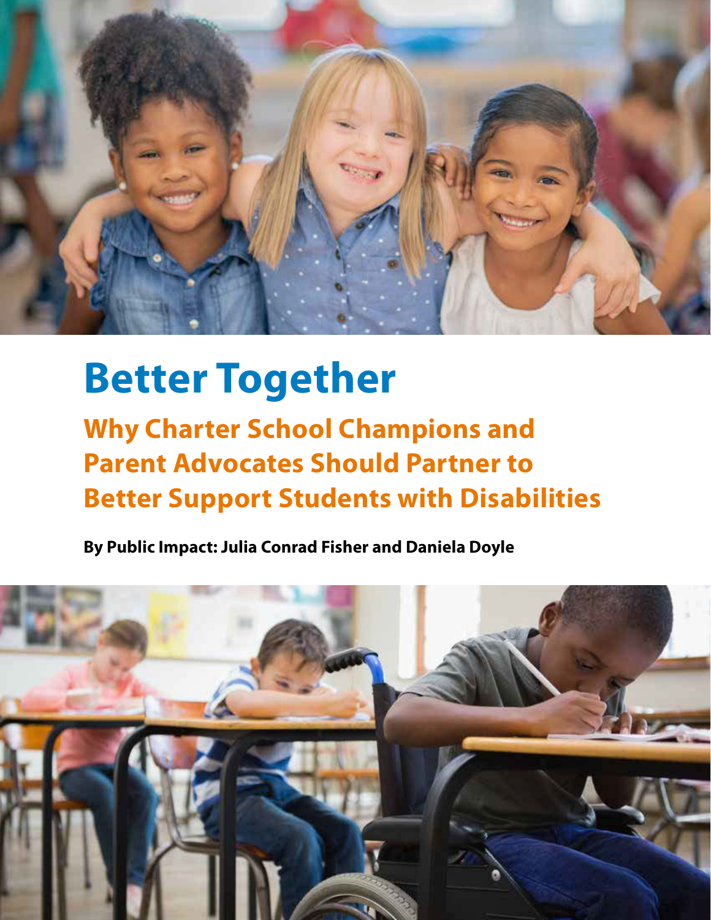# Better Together

## Why Charter School Champions and Parent Advocates Should Partner to Better Support Students with Disabilities

**By Public Impact: Julia Conrad Fisher and Daniela Doyle**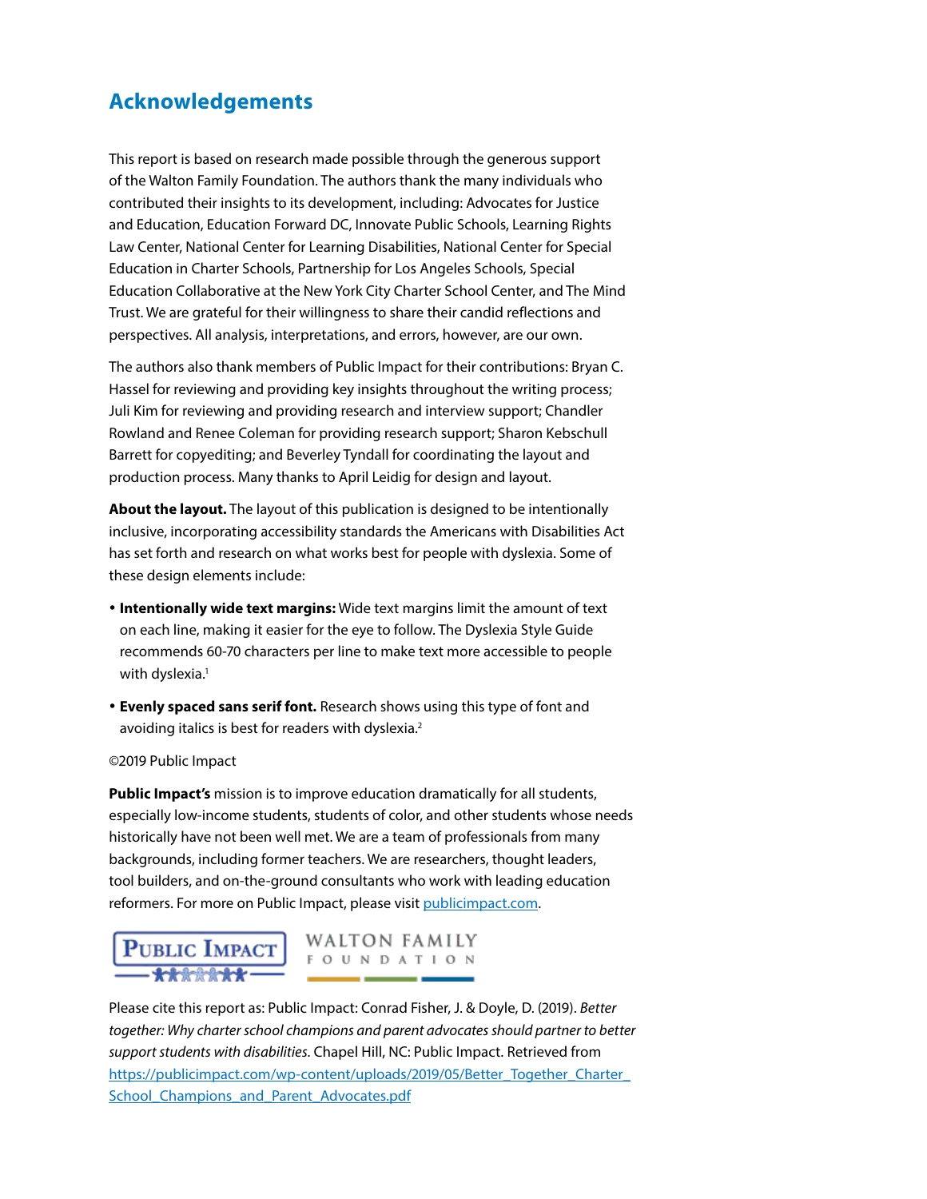## Acknowledgements

This report is based on research made possible through the generous support of the Walton Family Foundation. The authors thank the many individuals who contributed their insights to its development, including: Advocates for Justice and Education, Education Forward DC, Innovate Public Schools, Learning Rights Law Center, National Center for Learning Disabilities, National Center for Special Education in Charter Schools, Partnership for Los Angeles Schools, Special Education Collaborative at the New York City Charter School Center, and The Mind Trust. We are grateful for their willingness to share their candid reflections and perspectives. All analysis, interpretations, and errors, however, are our own.

The authors also thank members of Public Impact for their contributions: Bryan C. Hassel for reviewing and providing key insights throughout the writing process; Juli Kim for reviewing and providing research and interview support; Chandler Rowland and Renee Coleman for providing research support; Sharon Kebschull Barrett for copyediting; and Beverley Tyndall for coordinating the layout and production process. Many thanks to April Leidig for design and layout.

**About the layout.** The layout of this publication is designed to be intentionally inclusive, incorporating accessibility standards the Americans with Disabilities Act has set forth and research on what works best for people with dyslexia. Some of these design elements include:

- **Intentionally wide text margins:** Wide text margins limit the amount of text on each line, making it easier for the eye to follow. The Dyslexia Style Guide recommends 60-70 characters per line to make text more accessible to people with dyslexia.[1]
- **Evenly spaced sans serif font.** Research shows using this type of font and avoiding italics is best for readers with dyslexia.[2]

©2019 Public Impact

**Public Impact's** mission is to improve education dramatically for all students, especially low-income students, students of color, and other students whose needs historically have not been well met. We are a team of professionals from many backgrounds, including former teachers. We are researchers, thought leaders, tool builders, and on-the-ground consultants who work with leading education reformers. For more on Public Impact, please visit publicimpact.com.

PUBLIC IMPACT

WALTON FAMILY FOUNDATION

Please cite this report as: Public Impact: Conrad Fisher, J. & Doyle, D. (2019). *Better together: Why charter school champions and parent advocates should partner to better support students with disabilities.* Chapel Hill, NC: Public Impact. Retrieved from https://publicimpact.com/wp-content/uploads/2019/05/Better_Together_Charter_School_Champions_and_Parent_Advocates.pdf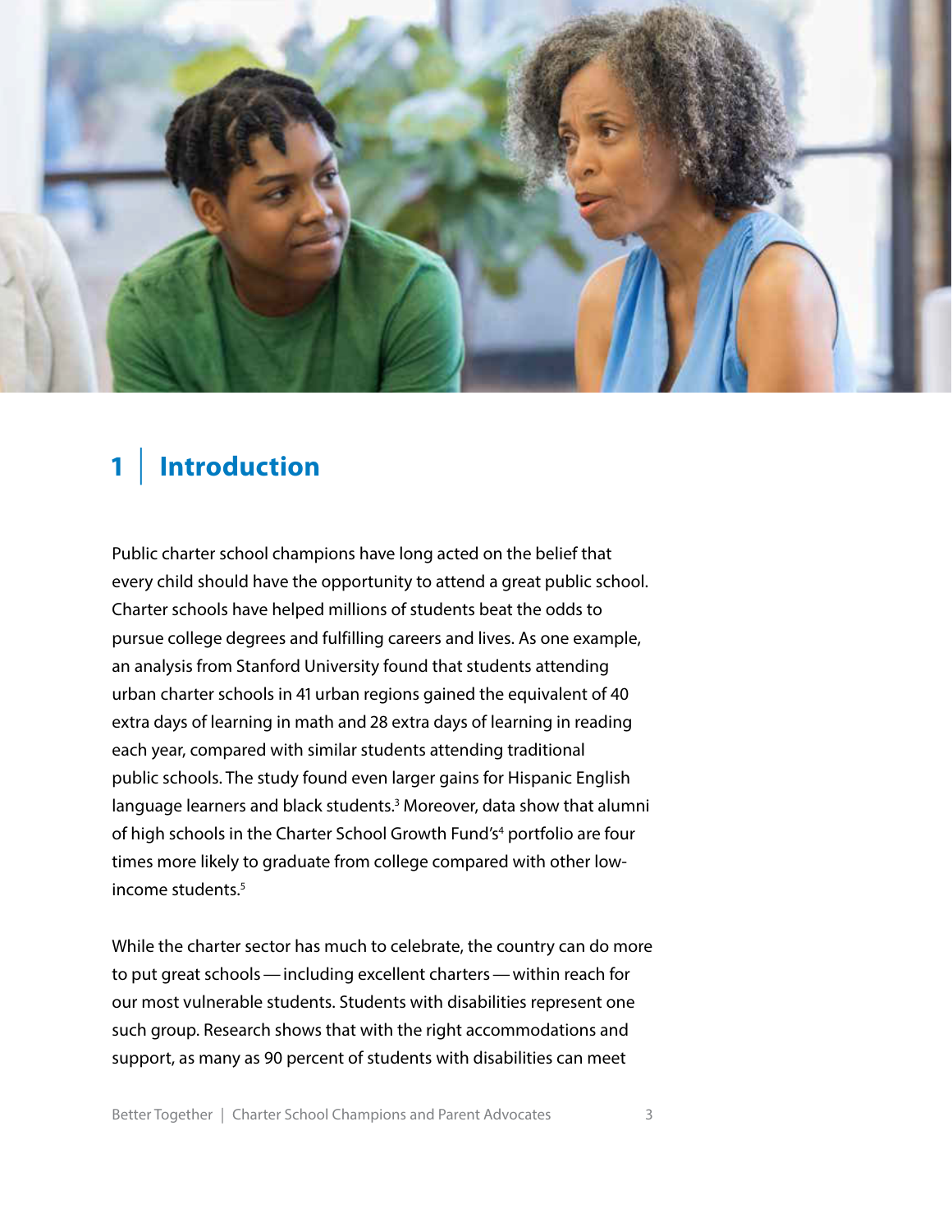# 1 | Introduction

Public charter school champions have long acted on the belief that every child should have the opportunity to attend a great public school. Charter schools have helped millions of students beat the odds to pursue college degrees and fulfilling careers and lives. As one example, an analysis from Stanford University found that students attending urban charter schools in 41 urban regions gained the equivalent of 40 extra days of learning in math and 28 extra days of learning in reading each year, compared with similar students attending traditional public schools. The study found even larger gains for Hispanic English language learners and black students.[3] Moreover, data show that alumni of high schools in the Charter School Growth Fund's[4] portfolio are four times more likely to graduate from college compared with other low-income students.[5]

While the charter sector has much to celebrate, the country can do more to put great schools — including excellent charters — within reach for our most vulnerable students. Students with disabilities represent one such group. Research shows that with the right accommodations and support, as many as 90 percent of students with disabilities can meet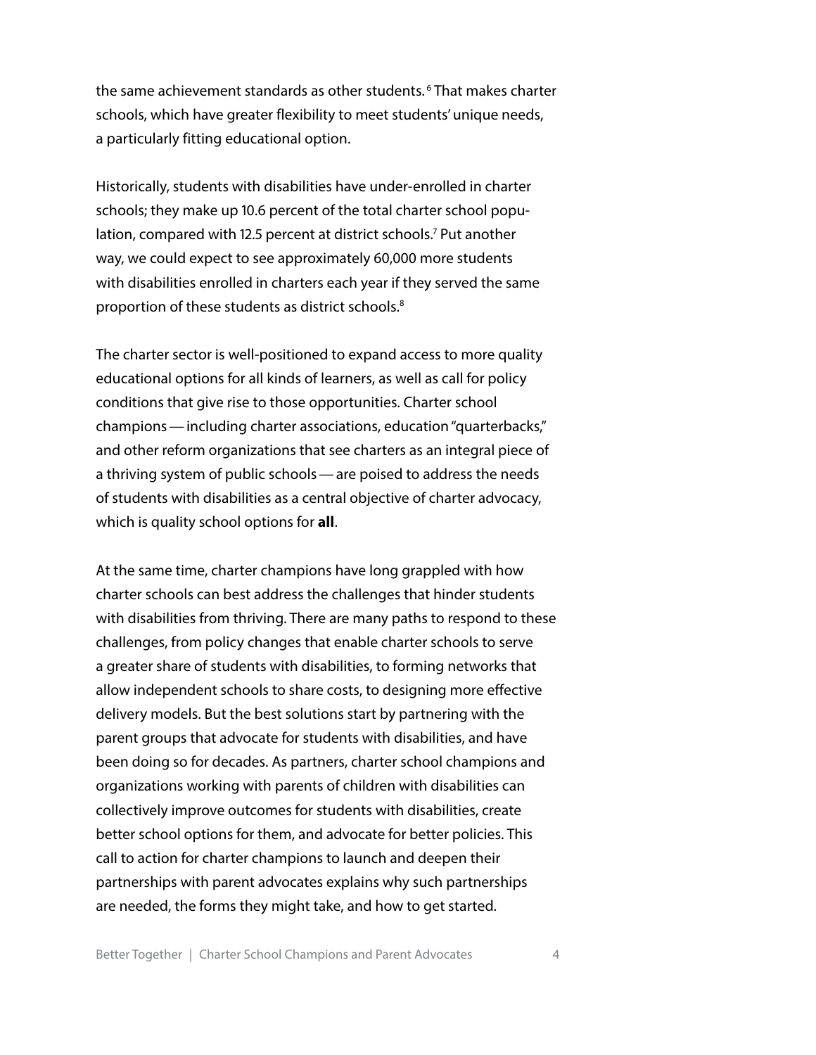the same achievement standards as other students.[6] That makes charter schools, which have greater flexibility to meet students' unique needs, a particularly fitting educational option.

Historically, students with disabilities have under-enrolled in charter schools; they make up 10.6 percent of the total charter school population, compared with 12.5 percent at district schools.[7] Put another way, we could expect to see approximately 60,000 more students with disabilities enrolled in charters each year if they served the same proportion of these students as district schools.[8]

The charter sector is well-positioned to expand access to more quality educational options for all kinds of learners, as well as call for policy conditions that give rise to those opportunities. Charter school champions — including charter associations, education "quarterbacks," and other reform organizations that see charters as an integral piece of a thriving system of public schools — are poised to address the needs of students with disabilities as a central objective of charter advocacy, which is quality school options for **all**.

At the same time, charter champions have long grappled with how charter schools can best address the challenges that hinder students with disabilities from thriving. There are many paths to respond to these challenges, from policy changes that enable charter schools to serve a greater share of students with disabilities, to forming networks that allow independent schools to share costs, to designing more effective delivery models. But the best solutions start by partnering with the parent groups that advocate for students with disabilities, and have been doing so for decades. As partners, charter school champions and organizations working with parents of children with disabilities can collectively improve outcomes for students with disabilities, create better school options for them, and advocate for better policies. This call to action for charter champions to launch and deepen their partnerships with parent advocates explains why such partnerships are needed, the forms they might take, and how to get started.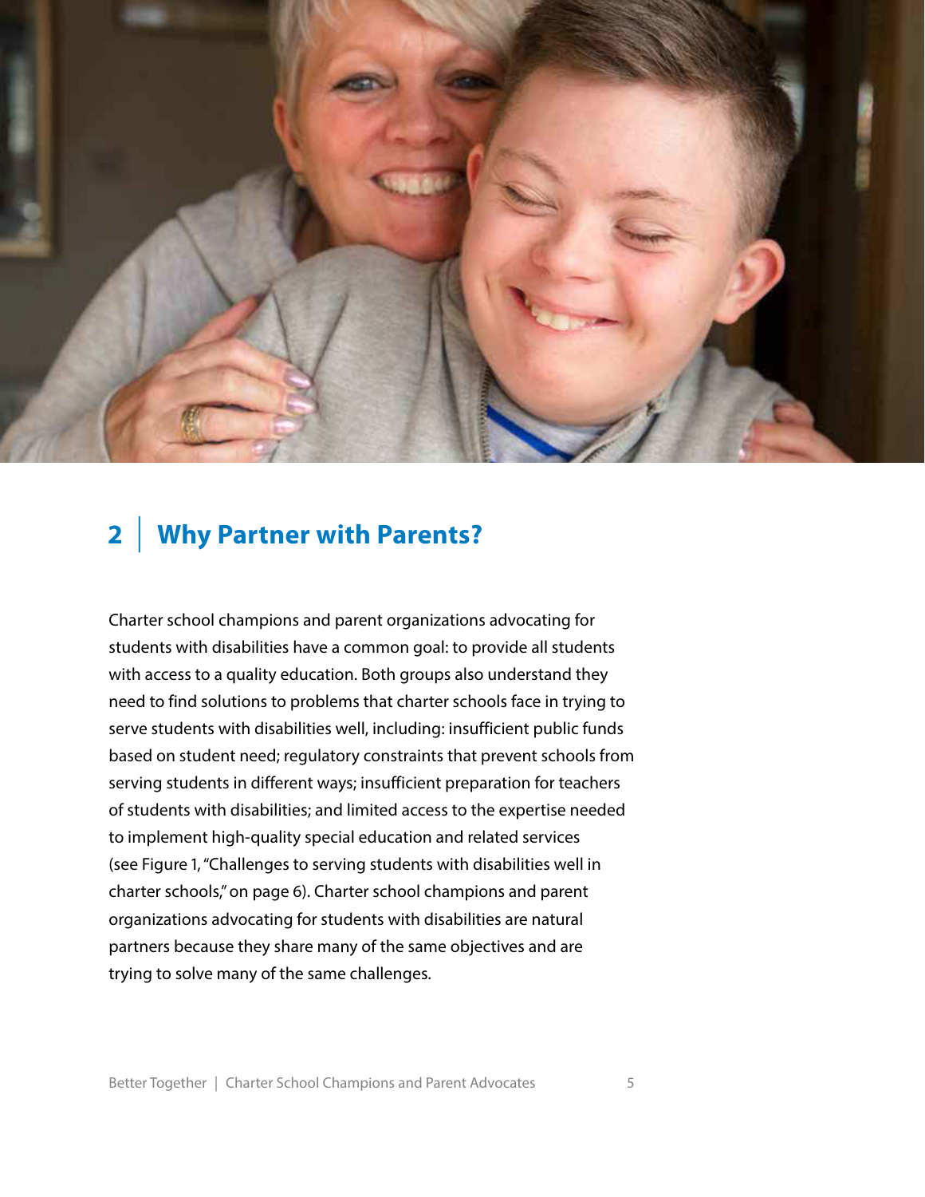## 2 | Why Partner with Parents?

Charter school champions and parent organizations advocating for students with disabilities have a common goal: to provide all students with access to a quality education. Both groups also understand they need to find solutions to problems that charter schools face in trying to serve students with disabilities well, including: insufficient public funds based on student need; regulatory constraints that prevent schools from serving students in different ways; insufficient preparation for teachers of students with disabilities; and limited access to the expertise needed to implement high-quality special education and related services (see Figure 1, "Challenges to serving students with disabilities well in charter schools," on page 6). Charter school champions and parent organizations advocating for students with disabilities are natural partners because they share many of the same objectives and are trying to solve many of the same challenges.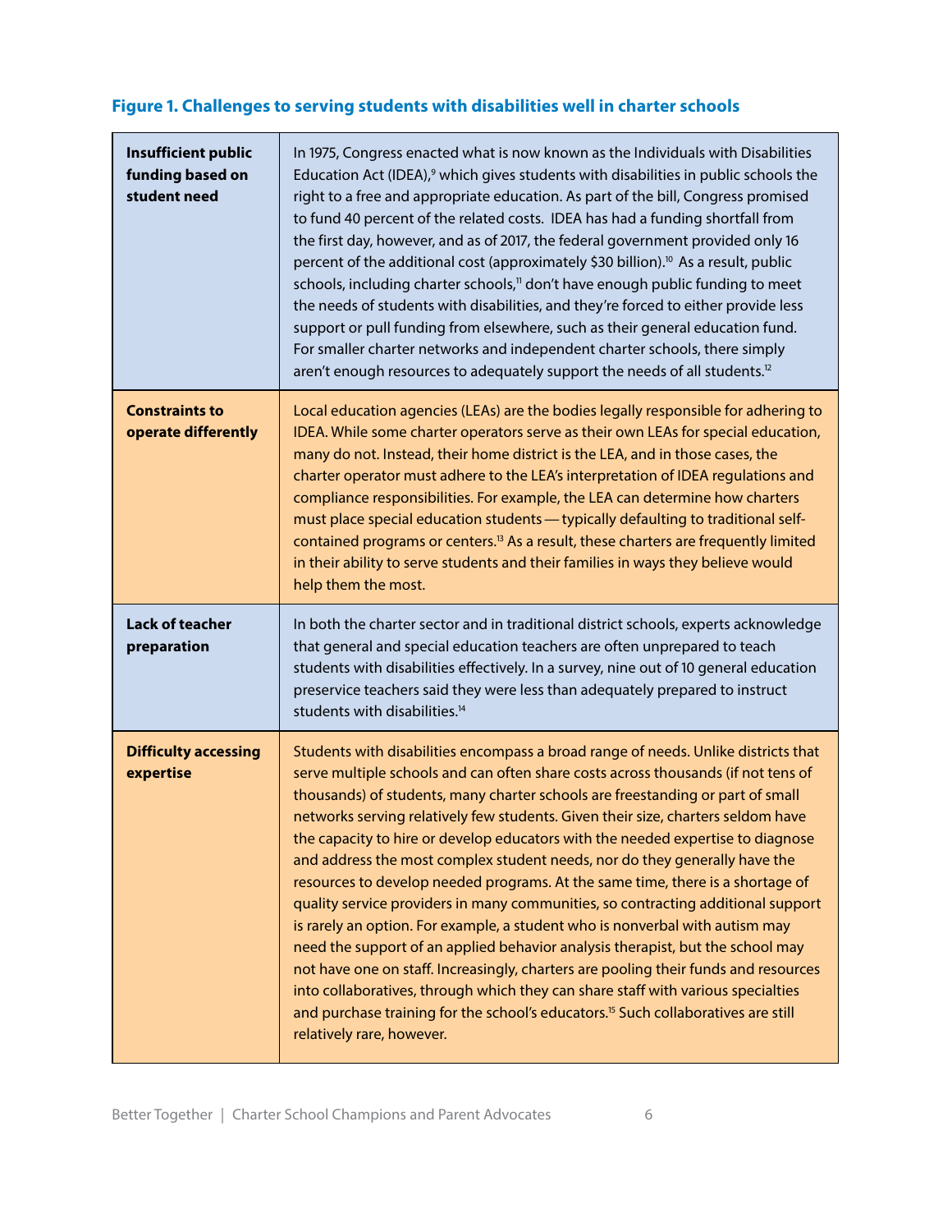### Figure 1. Challenges to serving students with disabilities well in charter schools

| | |
|---|---|
| **Insufficient public funding based on student need** | In 1975, Congress enacted what is now known as the Individuals with Disabilities Education Act (IDEA),[9] which gives students with disabilities in public schools the right to a free and appropriate education. As part of the bill, Congress promised to fund 40 percent of the related costs. IDEA has had a funding shortfall from the first day, however, and as of 2017, the federal government provided only 16 percent of the additional cost (approximately $30 billion).[10] As a result, public schools, including charter schools,[11] don't have enough public funding to meet the needs of students with disabilities, and they're forced to either provide less support or pull funding from elsewhere, such as their general education fund. For smaller charter networks and independent charter schools, there simply aren't enough resources to adequately support the needs of all students.[12] |
| **Constraints to operate differently** | Local education agencies (LEAs) are the bodies legally responsible for adhering to IDEA. While some charter operators serve as their own LEAs for special education, many do not. Instead, their home district is the LEA, and in those cases, the charter operator must adhere to the LEA's interpretation of IDEA regulations and compliance responsibilities. For example, the LEA can determine how charters must place special education students — typically defaulting to traditional self-contained programs or centers.[13] As a result, these charters are frequently limited in their ability to serve students and their families in ways they believe would help them the most. |
| **Lack of teacher preparation** | In both the charter sector and in traditional district schools, experts acknowledge that general and special education teachers are often unprepared to teach students with disabilities effectively. In a survey, nine out of 10 general education preservice teachers said they were less than adequately prepared to instruct students with disabilities.[14] |
| **Difficulty accessing expertise** | Students with disabilities encompass a broad range of needs. Unlike districts that serve multiple schools and can often share costs across thousands (if not tens of thousands) of students, many charter schools are freestanding or part of small networks serving relatively few students. Given their size, charters seldom have the capacity to hire or develop educators with the needed expertise to diagnose and address the most complex student needs, nor do they generally have the resources to develop needed programs. At the same time, there is a shortage of quality service providers in many communities, so contracting additional support is rarely an option. For example, a student who is nonverbal with autism may need the support of an applied behavior analysis therapist, but the school may not have one on staff. Increasingly, charters are pooling their funds and resources into collaboratives, through which they can share staff with various specialties and purchase training for the school's educators.[15] Such collaboratives are still relatively rare, however. |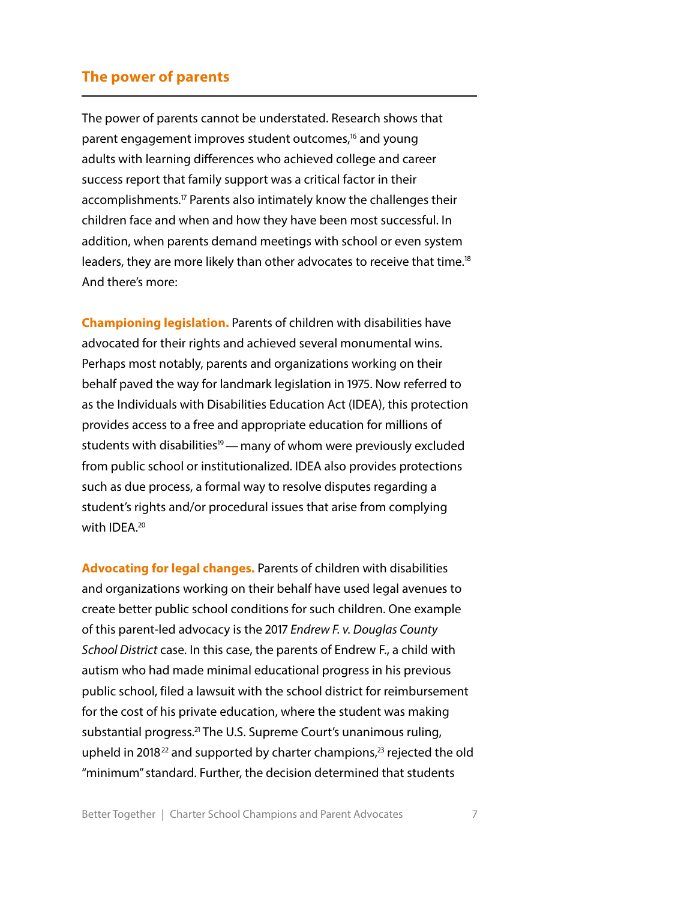## The power of parents

The power of parents cannot be understated. Research shows that parent engagement improves student outcomes,[16] and young adults with learning differences who achieved college and career success report that family support was a critical factor in their accomplishments.[17] Parents also intimately know the challenges their children face and when and how they have been most successful. In addition, when parents demand meetings with school or even system leaders, they are more likely than other advocates to receive that time.[18] And there's more:

**Championing legislation.** Parents of children with disabilities have advocated for their rights and achieved several monumental wins. Perhaps most notably, parents and organizations working on their behalf paved the way for landmark legislation in 1975. Now referred to as the Individuals with Disabilities Education Act (IDEA), this protection provides access to a free and appropriate education for millions of students with disabilities[19] — many of whom were previously excluded from public school or institutionalized. IDEA also provides protections such as due process, a formal way to resolve disputes regarding a student's rights and/or procedural issues that arise from complying with IDEA.[20]

**Advocating for legal changes.** Parents of children with disabilities and organizations working on their behalf have used legal avenues to create better public school conditions for such children. One example of this parent-led advocacy is the 2017 *Endrew F. v. Douglas County School District* case. In this case, the parents of Endrew F., a child with autism who had made minimal educational progress in his previous public school, filed a lawsuit with the school district for reimbursement for the cost of his private education, where the student was making substantial progress.[21] The U.S. Supreme Court's unanimous ruling, upheld in 2018[22] and supported by charter champions,[23] rejected the old "minimum" standard. Further, the decision determined that students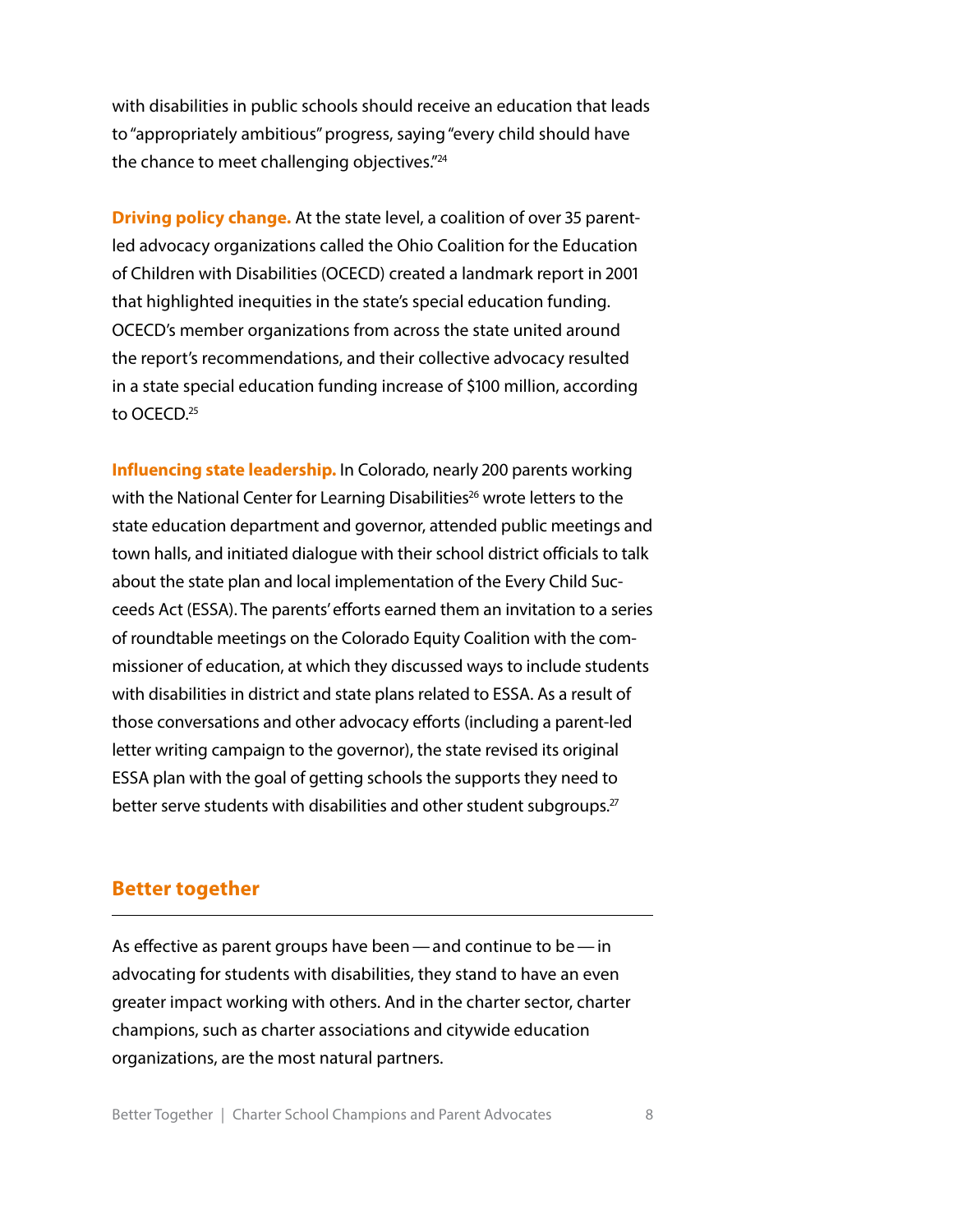with disabilities in public schools should receive an education that leads to "appropriately ambitious" progress, saying "every child should have the chance to meet challenging objectives."[24]

**Driving policy change.** At the state level, a coalition of over 35 parent-led advocacy organizations called the Ohio Coalition for the Education of Children with Disabilities (OCECD) created a landmark report in 2001 that highlighted inequities in the state's special education funding. OCECD's member organizations from across the state united around the report's recommendations, and their collective advocacy resulted in a state special education funding increase of $100 million, according to OCECD.[25]

**Influencing state leadership.** In Colorado, nearly 200 parents working with the National Center for Learning Disabilities[26] wrote letters to the state education department and governor, attended public meetings and town halls, and initiated dialogue with their school district officials to talk about the state plan and local implementation of the Every Child Succeeds Act (ESSA). The parents' efforts earned them an invitation to a series of roundtable meetings on the Colorado Equity Coalition with the commissioner of education, at which they discussed ways to include students with disabilities in district and state plans related to ESSA. As a result of those conversations and other advocacy efforts (including a parent-led letter writing campaign to the governor), the state revised its original ESSA plan with the goal of getting schools the supports they need to better serve students with disabilities and other student subgroups.[27]

## Better together

As effective as parent groups have been — and continue to be — in advocating for students with disabilities, they stand to have an even greater impact working with others. And in the charter sector, charter champions, such as charter associations and citywide education organizations, are the most natural partners.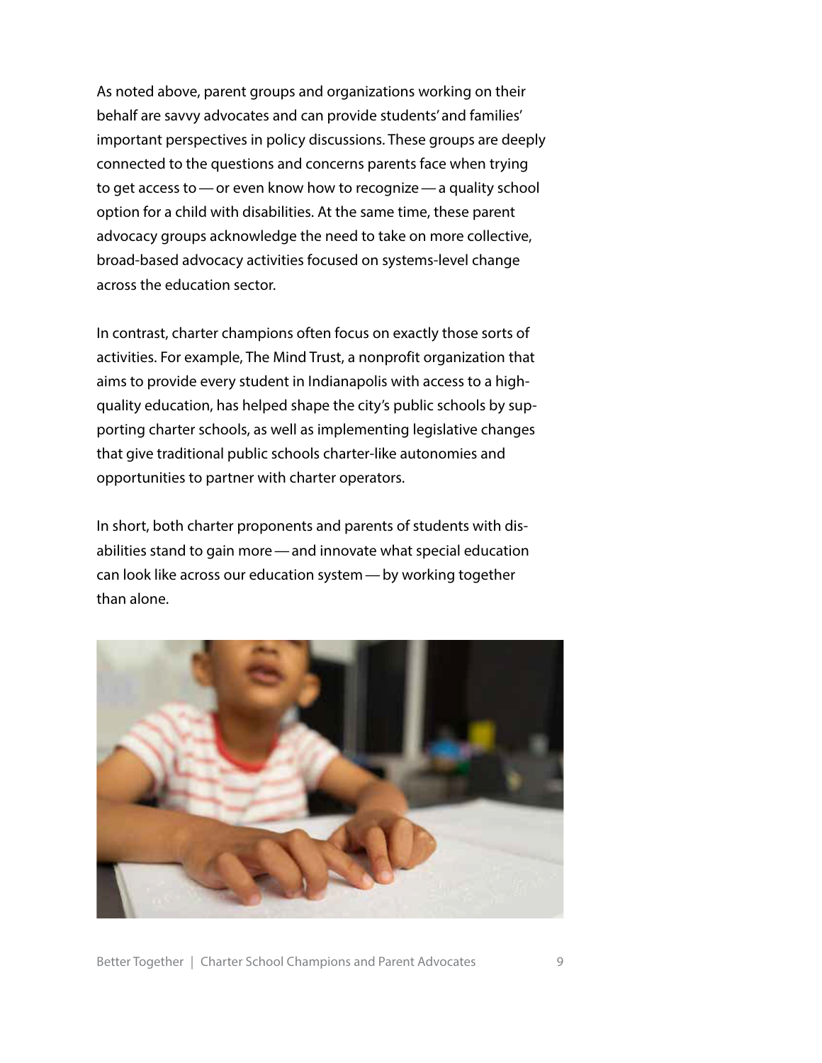As noted above, parent groups and organizations working on their behalf are savvy advocates and can provide students' and families' important perspectives in policy discussions. These groups are deeply connected to the questions and concerns parents face when trying to get access to — or even know how to recognize — a quality school option for a child with disabilities. At the same time, these parent advocacy groups acknowledge the need to take on more collective, broad-based advocacy activities focused on systems-level change across the education sector.

In contrast, charter champions often focus on exactly those sorts of activities. For example, The Mind Trust, a nonprofit organization that aims to provide every student in Indianapolis with access to a high-quality education, has helped shape the city's public schools by supporting charter schools, as well as implementing legislative changes that give traditional public schools charter-like autonomies and opportunities to partner with charter operators.

In short, both charter proponents and parents of students with disabilities stand to gain more — and innovate what special education can look like across our education system — by working together than alone.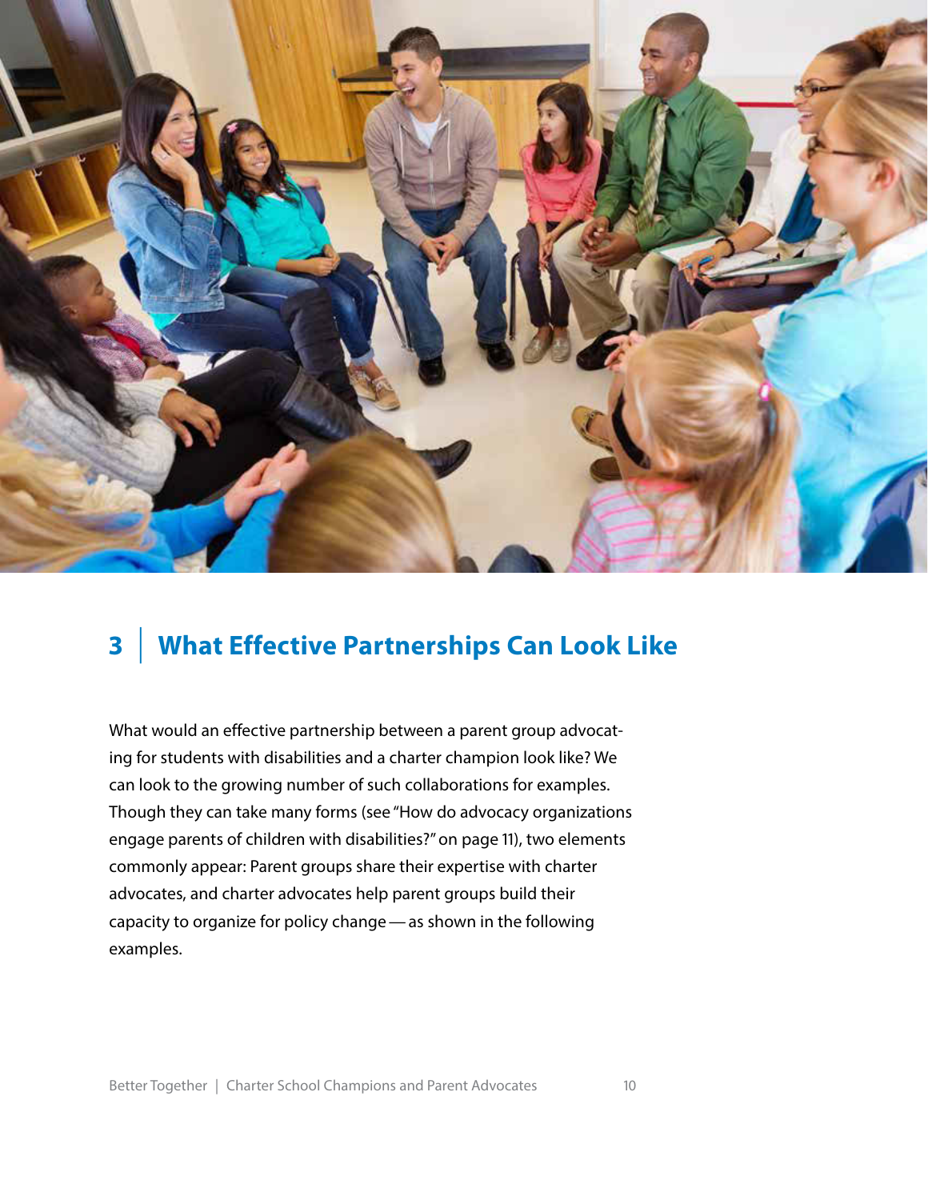## 3 | What Effective Partnerships Can Look Like

What would an effective partnership between a parent group advocating for students with disabilities and a charter champion look like? We can look to the growing number of such collaborations for examples. Though they can take many forms (see "How do advocacy organizations engage parents of children with disabilities?" on page 11), two elements commonly appear: Parent groups share their expertise with charter advocates, and charter advocates help parent groups build their capacity to organize for policy change — as shown in the following examples.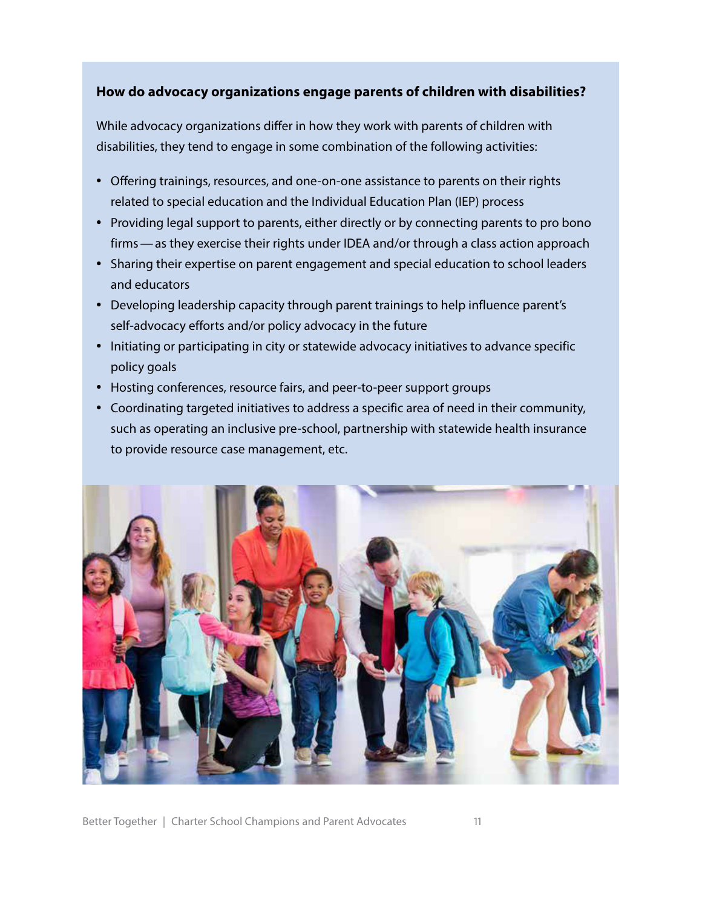**How do advocacy organizations engage parents of children with disabilities?**

While advocacy organizations differ in how they work with parents of children with disabilities, they tend to engage in some combination of the following activities:

- Offering trainings, resources, and one-on-one assistance to parents on their rights related to special education and the Individual Education Plan (IEP) process
- Providing legal support to parents, either directly or by connecting parents to pro bono firms — as they exercise their rights under IDEA and/or through a class action approach
- Sharing their expertise on parent engagement and special education to school leaders and educators
- Developing leadership capacity through parent trainings to help influence parent's self-advocacy efforts and/or policy advocacy in the future
- Initiating or participating in city or statewide advocacy initiatives to advance specific policy goals
- Hosting conferences, resource fairs, and peer-to-peer support groups
- Coordinating targeted initiatives to address a specific area of need in their community, such as operating an inclusive pre-school, partnership with statewide health insurance to provide resource case management, etc.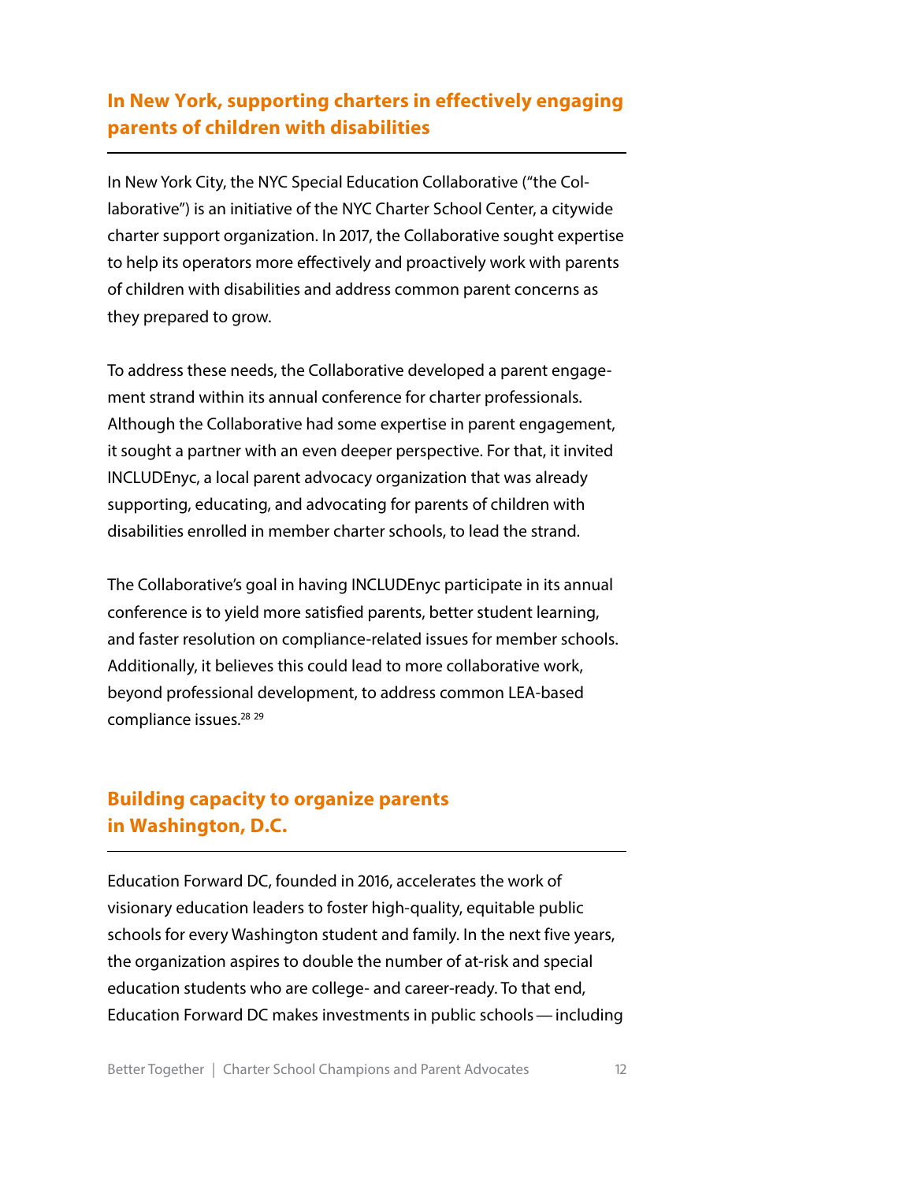## In New York, supporting charters in effectively engaging parents of children with disabilities

In New York City, the NYC Special Education Collaborative ("the Collaborative") is an initiative of the NYC Charter School Center, a citywide charter support organization. In 2017, the Collaborative sought expertise to help its operators more effectively and proactively work with parents of children with disabilities and address common parent concerns as they prepared to grow.

To address these needs, the Collaborative developed a parent engagement strand within its annual conference for charter professionals. Although the Collaborative had some expertise in parent engagement, it sought a partner with an even deeper perspective. For that, it invited INCLUDEnyc, a local parent advocacy organization that was already supporting, educating, and advocating for parents of children with disabilities enrolled in member charter schools, to lead the strand.

The Collaborative's goal in having INCLUDEnyc participate in its annual conference is to yield more satisfied parents, better student learning, and faster resolution on compliance-related issues for member schools. Additionally, it believes this could lead to more collaborative work, beyond professional development, to address common LEA-based compliance issues.[28] [29]

## Building capacity to organize parents in Washington, D.C.

Education Forward DC, founded in 2016, accelerates the work of visionary education leaders to foster high-quality, equitable public schools for every Washington student and family. In the next five years, the organization aspires to double the number of at-risk and special education students who are college- and career-ready. To that end, Education Forward DC makes investments in public schools — including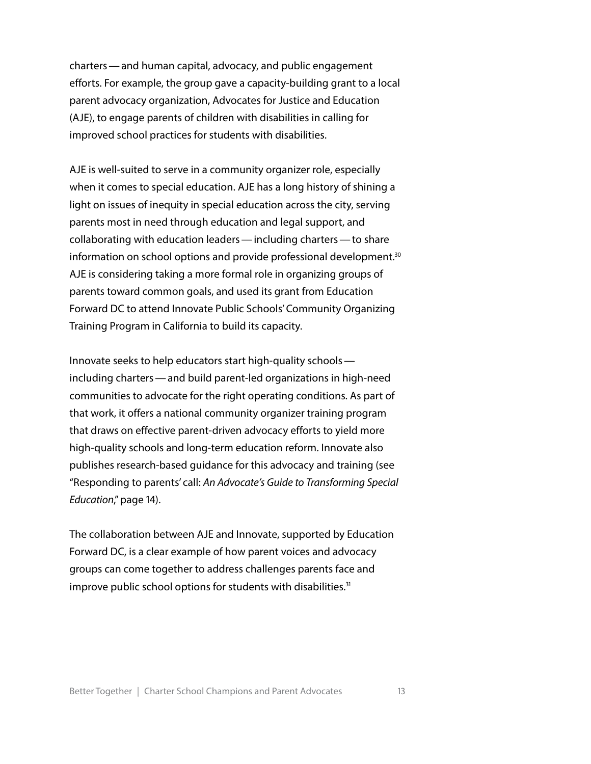charters — and human capital, advocacy, and public engagement efforts. For example, the group gave a capacity-building grant to a local parent advocacy organization, Advocates for Justice and Education (AJE), to engage parents of children with disabilities in calling for improved school practices for students with disabilities.

AJE is well-suited to serve in a community organizer role, especially when it comes to special education. AJE has a long history of shining a light on issues of inequity in special education across the city, serving parents most in need through education and legal support, and collaborating with education leaders — including charters — to share information on school options and provide professional development.[30] AJE is considering taking a more formal role in organizing groups of parents toward common goals, and used its grant from Education Forward DC to attend Innovate Public Schools' Community Organizing Training Program in California to build its capacity.

Innovate seeks to help educators start high-quality schools — including charters — and build parent-led organizations in high-need communities to advocate for the right operating conditions. As part of that work, it offers a national community organizer training program that draws on effective parent-driven advocacy efforts to yield more high-quality schools and long-term education reform. Innovate also publishes research-based guidance for this advocacy and training (see "Responding to parents' call: *An Advocate's Guide to Transforming Special Education*," page 14).

The collaboration between AJE and Innovate, supported by Education Forward DC, is a clear example of how parent voices and advocacy groups can come together to address challenges parents face and improve public school options for students with disabilities.[31]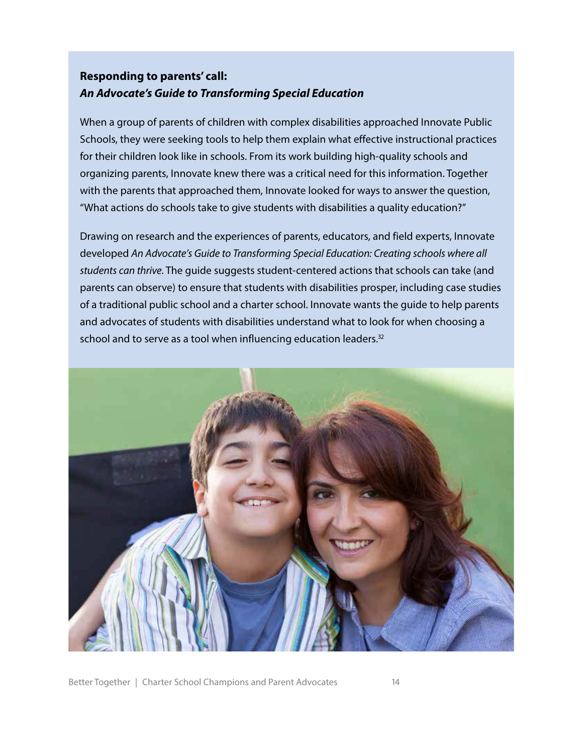**Responding to parents' call:**
***An Advocate's Guide to Transforming Special Education***

When a group of parents of children with complex disabilities approached Innovate Public Schools, they were seeking tools to help them explain what effective instructional practices for their children look like in schools. From its work building high-quality schools and organizing parents, Innovate knew there was a critical need for this information. Together with the parents that approached them, Innovate looked for ways to answer the question, "What actions do schools take to give students with disabilities a quality education?"

Drawing on research and the experiences of parents, educators, and field experts, Innovate developed *An Advocate's Guide to Transforming Special Education: Creating schools where all students can thrive*. The guide suggests student-centered actions that schools can take (and parents can observe) to ensure that students with disabilities prosper, including case studies of a traditional public school and a charter school. Innovate wants the guide to help parents and advocates of students with disabilities understand what to look for when choosing a school and to serve as a tool when influencing education leaders.[32]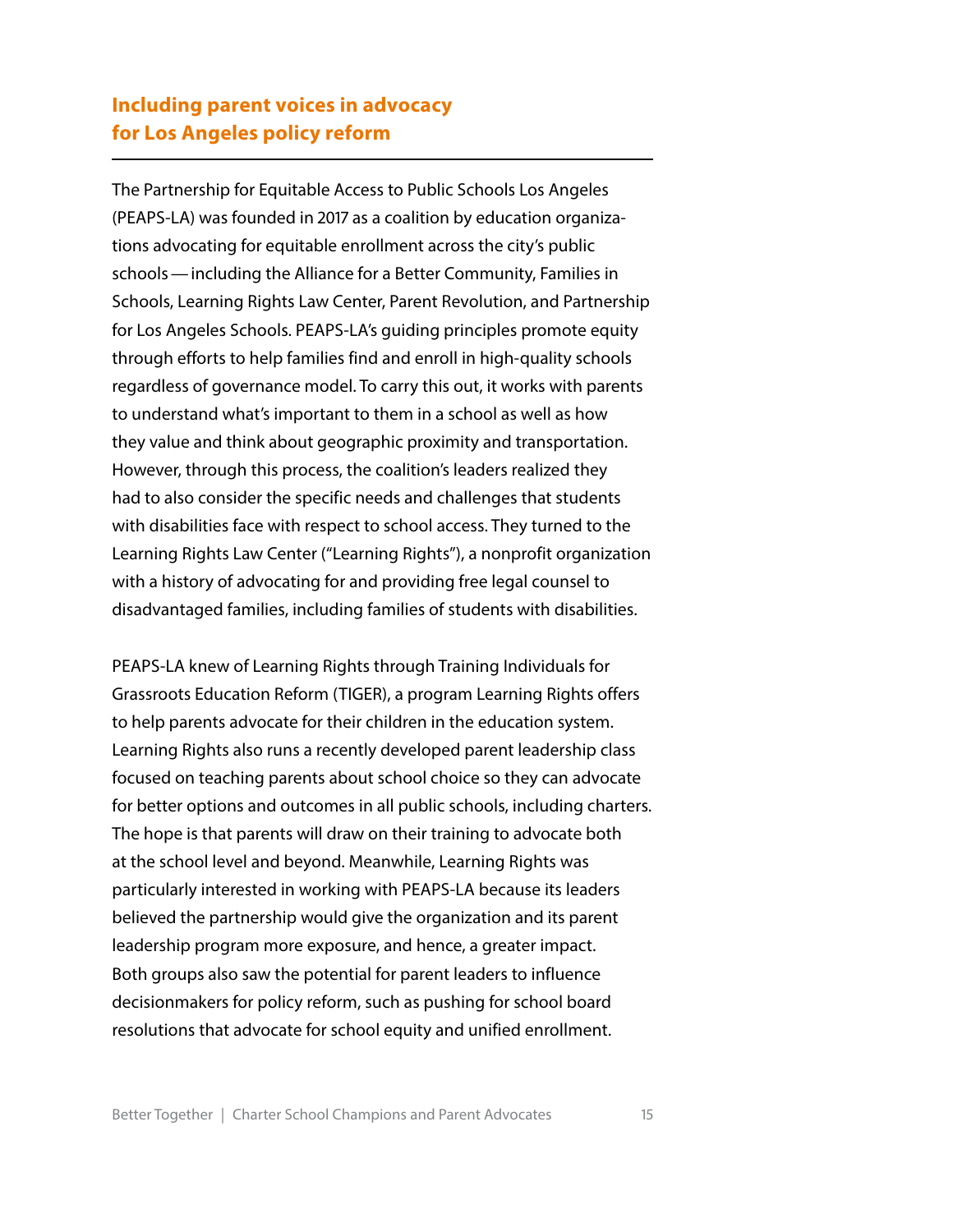## Including parent voices in advocacy for Los Angeles policy reform

The Partnership for Equitable Access to Public Schools Los Angeles (PEAPS-LA) was founded in 2017 as a coalition by education organizations advocating for equitable enrollment across the city's public schools — including the Alliance for a Better Community, Families in Schools, Learning Rights Law Center, Parent Revolution, and Partnership for Los Angeles Schools. PEAPS-LA's guiding principles promote equity through efforts to help families find and enroll in high-quality schools regardless of governance model. To carry this out, it works with parents to understand what's important to them in a school as well as how they value and think about geographic proximity and transportation. However, through this process, the coalition's leaders realized they had to also consider the specific needs and challenges that students with disabilities face with respect to school access. They turned to the Learning Rights Law Center ("Learning Rights"), a nonprofit organization with a history of advocating for and providing free legal counsel to disadvantaged families, including families of students with disabilities.

PEAPS-LA knew of Learning Rights through Training Individuals for Grassroots Education Reform (TIGER), a program Learning Rights offers to help parents advocate for their children in the education system. Learning Rights also runs a recently developed parent leadership class focused on teaching parents about school choice so they can advocate for better options and outcomes in all public schools, including charters. The hope is that parents will draw on their training to advocate both at the school level and beyond. Meanwhile, Learning Rights was particularly interested in working with PEAPS-LA because its leaders believed the partnership would give the organization and its parent leadership program more exposure, and hence, a greater impact. Both groups also saw the potential for parent leaders to influence decisionmakers for policy reform, such as pushing for school board resolutions that advocate for school equity and unified enrollment.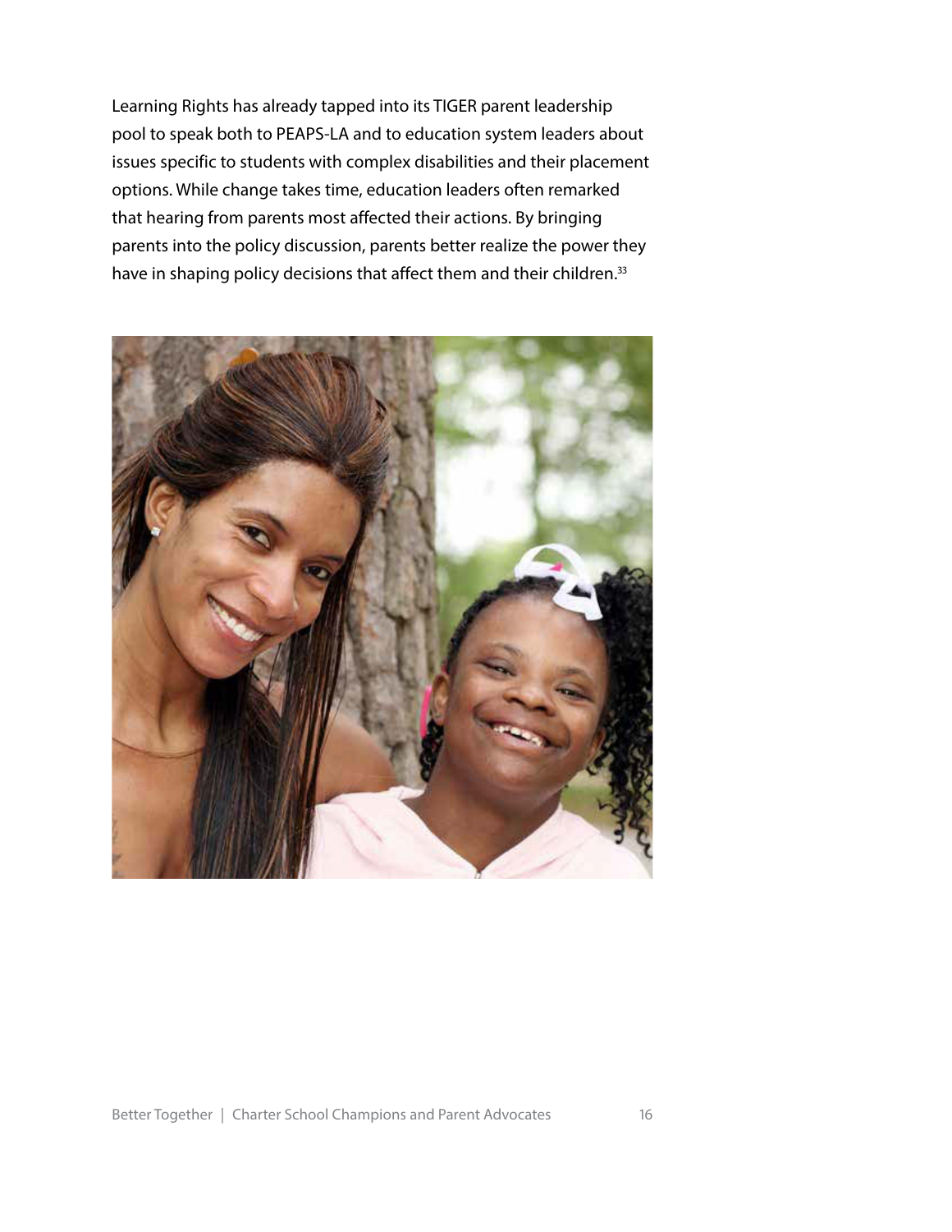Learning Rights has already tapped into its TIGER parent leadership pool to speak both to PEAPS-LA and to education system leaders about issues specific to students with complex disabilities and their placement options. While change takes time, education leaders often remarked that hearing from parents most affected their actions. By bringing parents into the policy discussion, parents better realize the power they have in shaping policy decisions that affect them and their children.[33]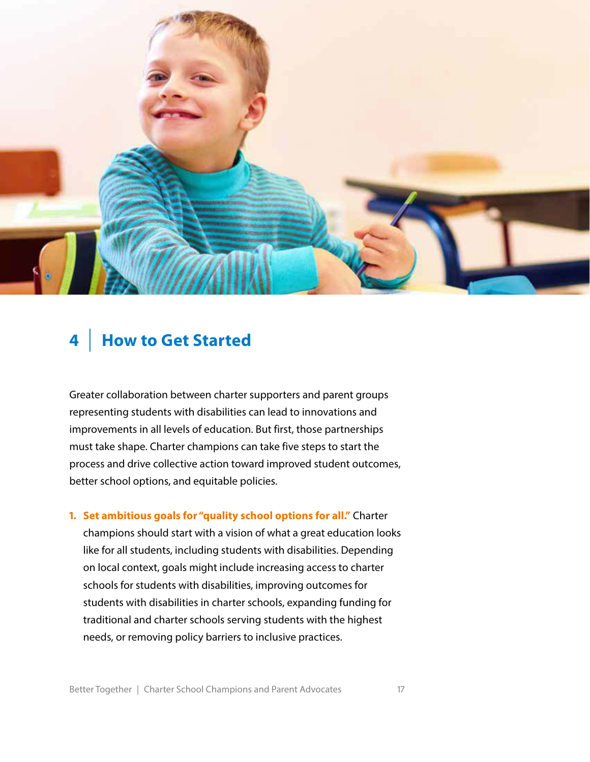# 4 | How to Get Started

Greater collaboration between charter supporters and parent groups representing students with disabilities can lead to innovations and improvements in all levels of education. But first, those partnerships must take shape. Charter champions can take five steps to start the process and drive collective action toward improved student outcomes, better school options, and equitable policies.

1. **Set ambitious goals for "quality school options for all."** Charter champions should start with a vision of what a great education looks like for all students, including students with disabilities. Depending on local context, goals might include increasing access to charter schools for students with disabilities, improving outcomes for students with disabilities in charter schools, expanding funding for traditional and charter schools serving students with the highest needs, or removing policy barriers to inclusive practices.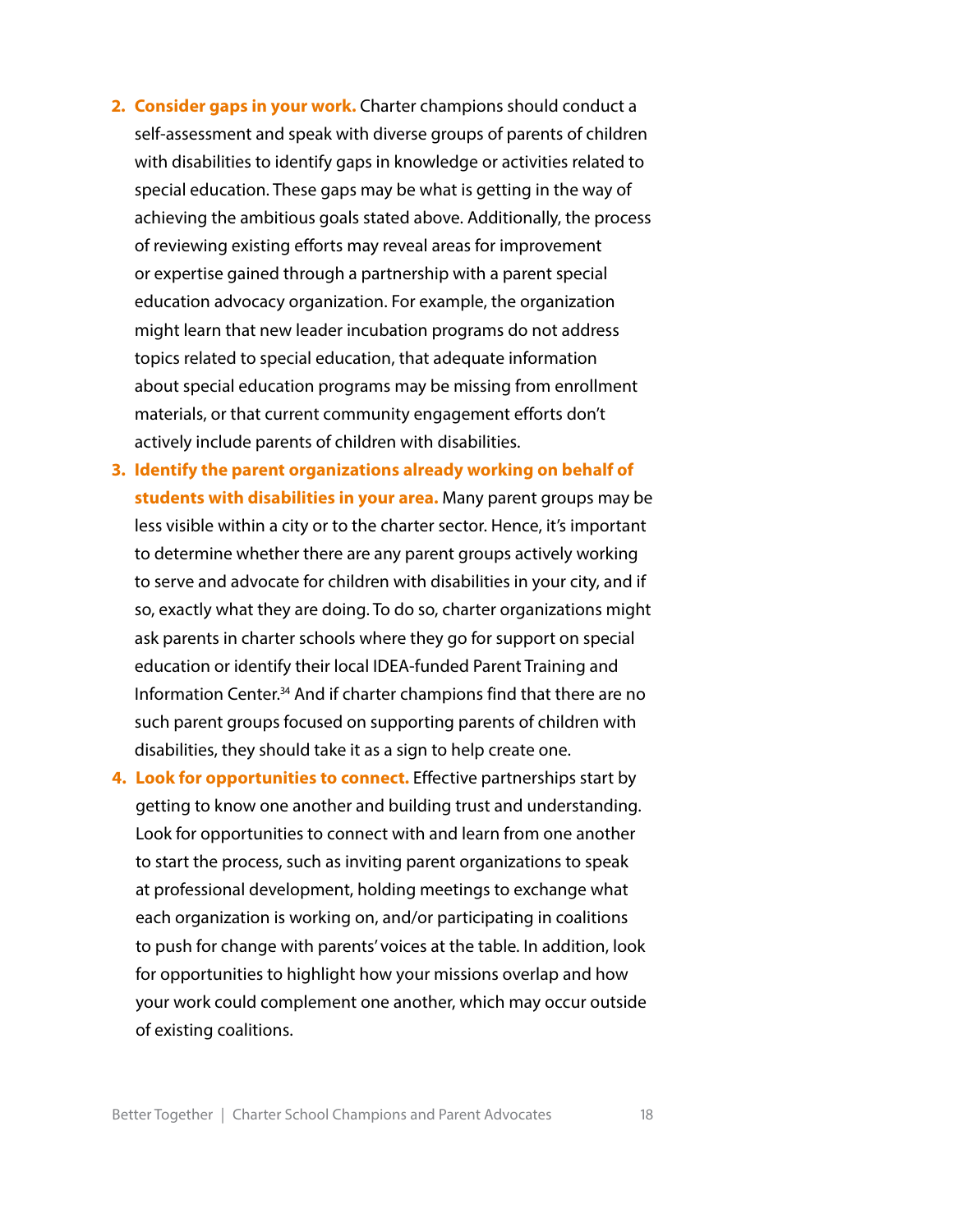2. **Consider gaps in your work.** Charter champions should conduct a self-assessment and speak with diverse groups of parents of children with disabilities to identify gaps in knowledge or activities related to special education. These gaps may be what is getting in the way of achieving the ambitious goals stated above. Additionally, the process of reviewing existing efforts may reveal areas for improvement or expertise gained through a partnership with a parent special education advocacy organization. For example, the organization might learn that new leader incubation programs do not address topics related to special education, that adequate information about special education programs may be missing from enrollment materials, or that current community engagement efforts don't actively include parents of children with disabilities.
3. **Identify the parent organizations already working on behalf of students with disabilities in your area.** Many parent groups may be less visible within a city or to the charter sector. Hence, it's important to determine whether there are any parent groups actively working to serve and advocate for children with disabilities in your city, and if so, exactly what they are doing. To do so, charter organizations might ask parents in charter schools where they go for support on special education or identify their local IDEA-funded Parent Training and Information Center.[34] And if charter champions find that there are no such parent groups focused on supporting parents of children with disabilities, they should take it as a sign to help create one.
4. **Look for opportunities to connect.** Effective partnerships start by getting to know one another and building trust and understanding. Look for opportunities to connect with and learn from one another to start the process, such as inviting parent organizations to speak at professional development, holding meetings to exchange what each organization is working on, and/or participating in coalitions to push for change with parents' voices at the table. In addition, look for opportunities to highlight how your missions overlap and how your work could complement one another, which may occur outside of existing coalitions.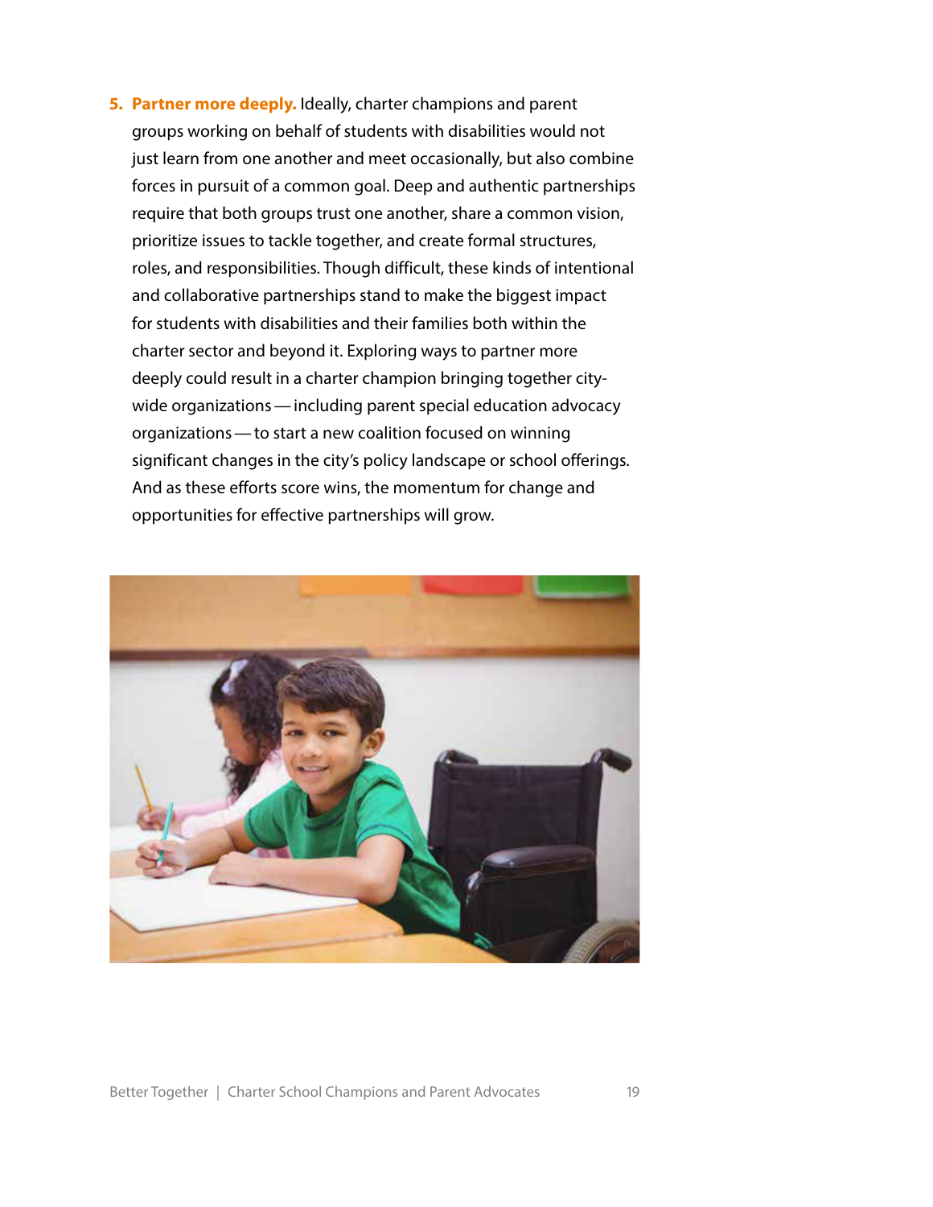5. **Partner more deeply.** Ideally, charter champions and parent groups working on behalf of students with disabilities would not just learn from one another and meet occasionally, but also combine forces in pursuit of a common goal. Deep and authentic partnerships require that both groups trust one another, share a common vision, prioritize issues to tackle together, and create formal structures, roles, and responsibilities. Though difficult, these kinds of intentional and collaborative partnerships stand to make the biggest impact for students with disabilities and their families both within the charter sector and beyond it. Exploring ways to partner more deeply could result in a charter champion bringing together city-wide organizations — including parent special education advocacy organizations — to start a new coalition focused on winning significant changes in the city's policy landscape or school offerings. And as these efforts score wins, the momentum for change and opportunities for effective partnerships will grow.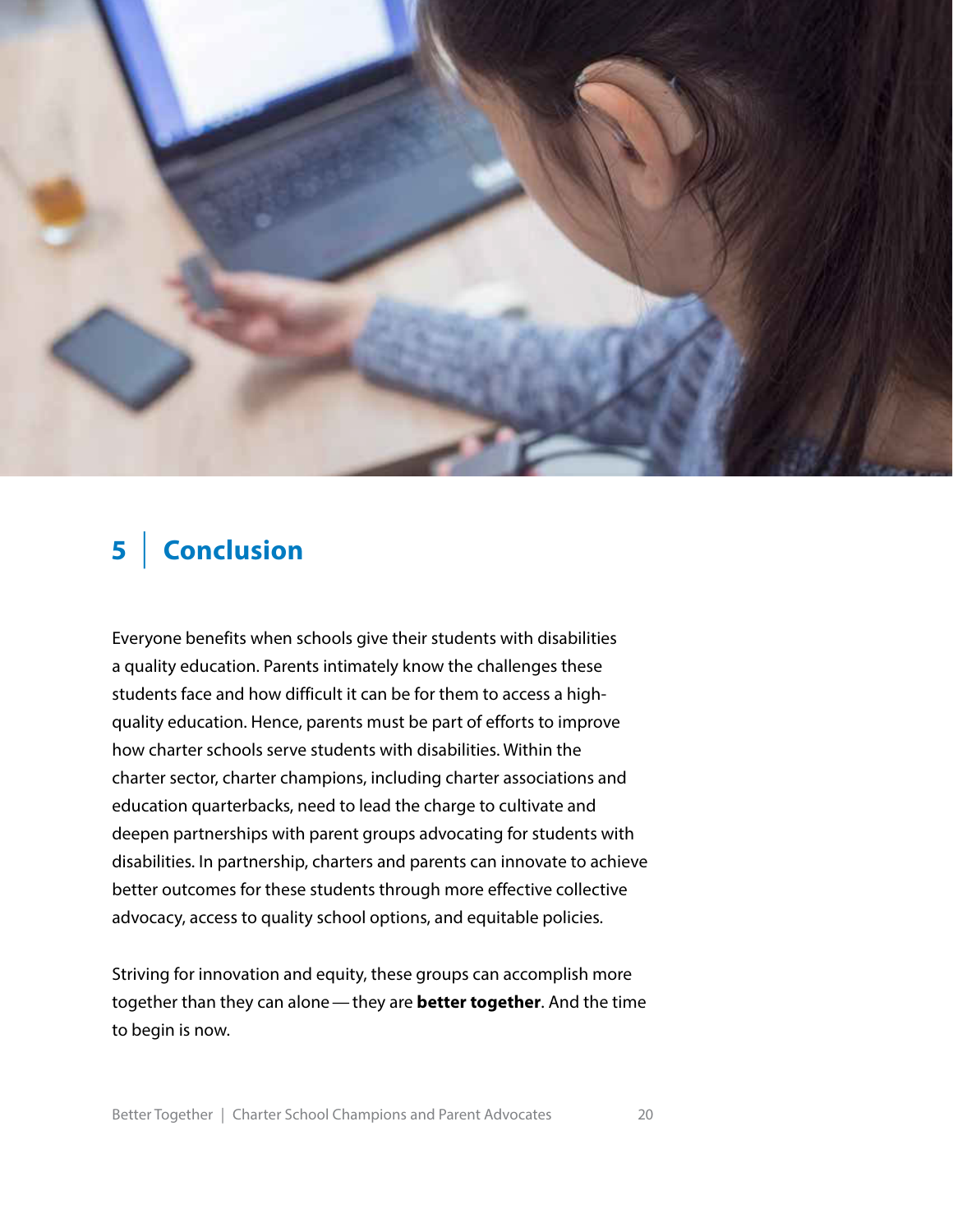## 5 | Conclusion

Everyone benefits when schools give their students with disabilities a quality education. Parents intimately know the challenges these students face and how difficult it can be for them to access a high-quality education. Hence, parents must be part of efforts to improve how charter schools serve students with disabilities. Within the charter sector, charter champions, including charter associations and education quarterbacks, need to lead the charge to cultivate and deepen partnerships with parent groups advocating for students with disabilities. In partnership, charters and parents can innovate to achieve better outcomes for these students through more effective collective advocacy, access to quality school options, and equitable policies.

Striving for innovation and equity, these groups can accomplish more together than they can alone — they are **better together**. And the time to begin is now.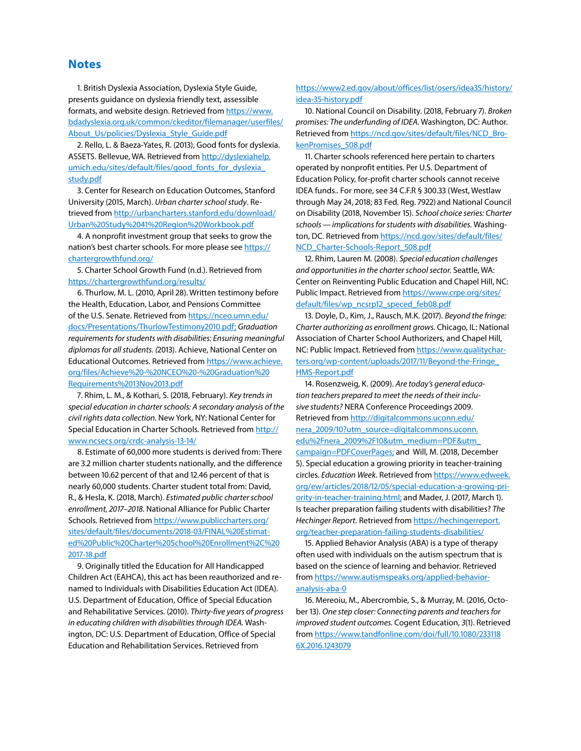## Notes

1. British Dyslexia Association, Dyslexia Style Guide, presents guidance on dyslexia friendly text, assessible formats, and website design. Retrieved from https://www.bdadyslexia.org.uk/common/ckeditor/filemanager/userfiles/About_Us/policies/Dyslexia_Style_Guide.pdf

2. Rello, L. & Baeza-Yates, R. (2013), Good fonts for dyslexia. ASSETS. Bellevue, WA. Retrieved from http://dyslexiahelp.umich.edu/sites/default/files/good_fonts_for_dyslexia_study.pdf

3. Center for Research on Education Outcomes, Stanford University (2015, March). *Urban charter school study*. Retrieved from http://urbancharters.stanford.edu/download/Urban%20Study%2041%20Region%20Workbook.pdf

4. A nonprofit investment group that seeks to grow the nation's best charter schools. For more please see https://chartergrowthfund.org/

5. Charter School Growth Fund (n.d.). Retrieved from https://chartergrowthfund.org/results/

6. Thurlow, M. L. (2010, April 28). Written testimony before the Health, Education, Labor, and Pensions Committee of the U.S. Senate. Retrieved from https://nceo.umn.edu/docs/Presentations/ThurlowTestimony2010.pdf; *Graduation requirements for students with disabilities: Ensuring meaningful diplomas for all students. (*2013). Achieve, National Center on Educational Outcomes. Retrieved from https://www.achieve.org/files/Achieve%20-%20NCEO%20-%20Graduation%20Requirements%2013Nov2013.pdf

7. Rhim, L. M., & Kothari, S. (2018, February). *Key trends in special education in charter schools: A secondary analysis of the civil rights data collection.* New York, NY: National Center for Special Education in Charter Schools. Retrieved from http://www.ncsecs.org/crdc-analysis-13-14/

8. Estimate of 60,000 more students is derived from: There are 3.2 million charter students nationally, and the difference between 10.62 percent of that and 12.46 percent of that is nearly 60,000 students. Charter student total from: David, R., & Hesla, K. (2018, March). *Estimated public charter school enrollment, 2017–2018.* National Alliance for Public Charter Schools. Retrieved from https://www.publiccharters.org/sites/default/files/documents/2018-03/FINAL%20Estimated%20Public%20Charter%20School%20Enrollment%2C%202017-18.pdf

9. Originally titled the Education for All Handicapped Children Act (EAHCA), this act has been reauthorized and renamed to Individuals with Disabilities Education Act (IDEA). U.S. Department of Education, Office of Special Education and Rehabilitative Services. (2010). *Thirty-five years of progress in educating children with disabilities through IDEA.* Washington, DC: U.S. Department of Education, Office of Special Education and Rehabilitation Services. Retrieved from https://www2.ed.gov/about/offices/list/osers/idea35/history/idea-35-history.pdf

10. National Council on Disability. (2018, February 7). *Broken promises: The underfunding of IDEA.* Washington, DC: Author. Retrieved from https://ncd.gov/sites/default/files/NCD_BrokenPromises_508.pdf

11. Charter schools referenced here pertain to charters operated by nonprofit entities. Per U.S. Department of Education Policy, for-profit charter schools cannot receive IDEA funds.. For more, see 34 C.F.R § 300.33 (West, Westlaw through May 24, 2018; 83 Fed. Reg. 7922) and National Council on Disability (2018, November 15). *School choice series: Charter schools — implications for students with disabilities.* Washington, DC. Retrieved from https://ncd.gov/sites/default/files/NCD_Charter-Schools-Report_508.pdf

12. Rhim, Lauren M. (2008). *Special education challenges and opportunities in the charter school sector.* Seattle, WA: Center on Reinventing Public Education and Chapel Hill, NC: Public Impact. Retrieved from https://www.crpe.org/sites/default/files/wp_ncsrp12_speced_feb08.pdf

13. Doyle, D., Kim, J., Rausch, M.K. (2017). *Beyond the fringe: Charter authorizing as enrollment grows.* Chicago, IL: National Association of Charter School Authorizers, and Chapel Hill, NC: Public Impact. Retrieved from https://www.qualitycharters.org/wp-content/uploads/2017/11/Beyond-the-Fringe_HMS-Report.pdf

14. Rosenzweig, K. (2009). *Are today's general education teachers prepared to meet the needs of their inclusive students?* NERA Conference Proceedings 2009. Retrieved from http://digitalcommons.uconn.edu/nera_2009/10?utm_source=digitalcommons.uconn.edu%2Fnera_2009%2F10&utm_medium=PDF&utm_campaign=PDFCoverPages; and Will, M. (2018, December 5). Special education a growing priority in teacher-training circles. *Education Week.* Retrieved from https://www.edweek.org/ew/articles/2018/12/05/special-education-a-growing-priority-in-teacher-training.html; and Mader, J. (2017, March 1). Is teacher preparation failing students with disabilities? *The Hechinger Report.* Retrieved from https://hechingerreport.org/teacher-preparation-failing-students-disabilities/

15. Applied Behavior Analysis (ABA) is a type of therapy often used with individuals on the autism spectrum that is based on the science of learning and behavior. Retrieved from https://www.autismspeaks.org/applied-behavior-analysis-aba-0

16. Mereoiu, M., Abercrombie, S., & Murray, M. (2016, October 13). *One step closer: Connecting parents and teachers for improved student outcomes.* Cogent Education, *3*(1). Retrieved from https://www.tandfonline.com/doi/full/10.1080/2331186X.2016.1243079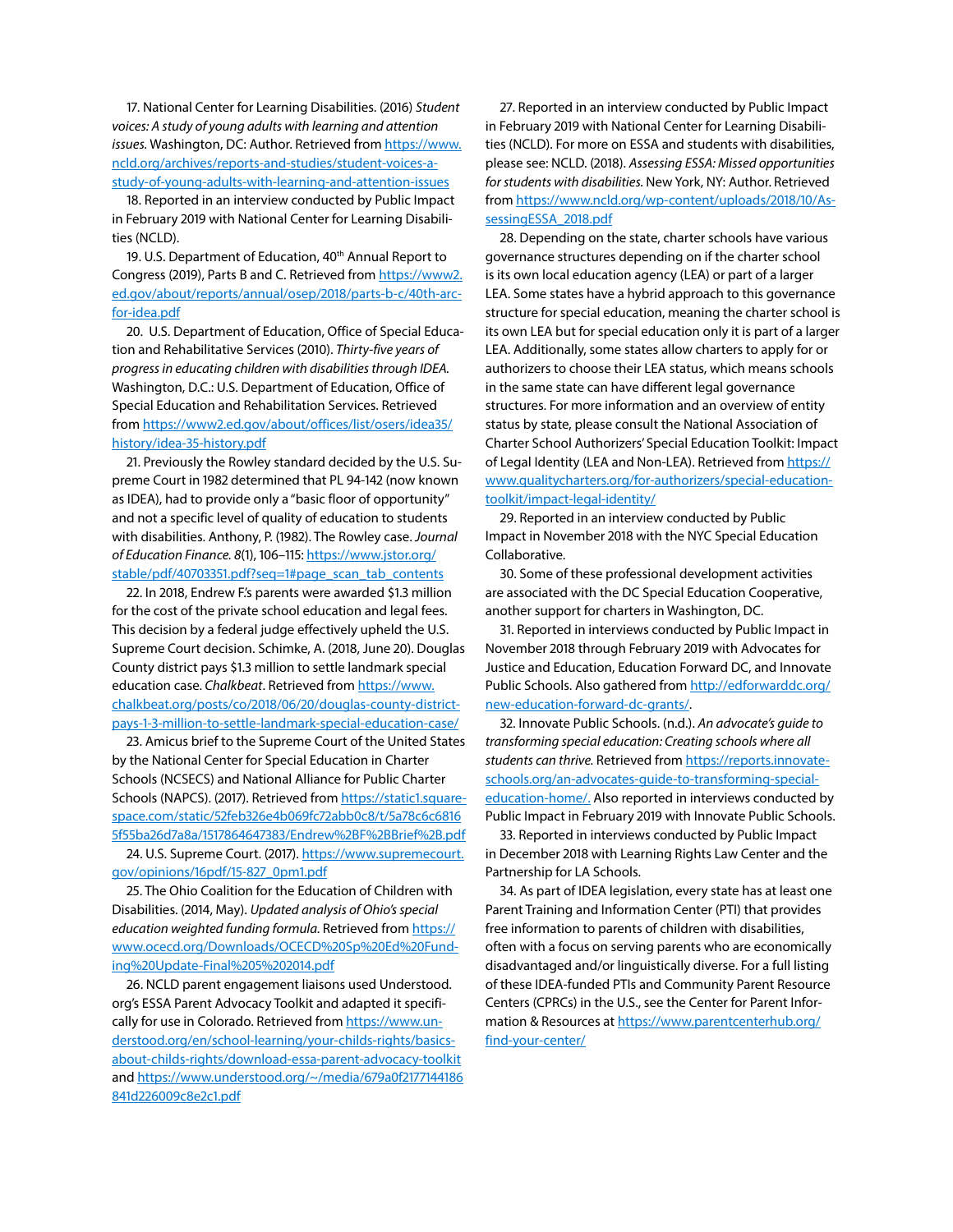17. National Center for Learning Disabilities. (2016) *Student voices: A study of young adults with learning and attention issues.* Washington, DC: Author. Retrieved from https://www.ncld.org/archives/reports-and-studies/student-voices-a-study-of-young-adults-with-learning-and-attention-issues

18. Reported in an interview conducted by Public Impact in February 2019 with National Center for Learning Disabilities (NCLD).

19. U.S. Department of Education, 40th Annual Report to Congress (2019), Parts B and C. Retrieved from https://www2.ed.gov/about/reports/annual/osep/2018/parts-b-c/40th-arc-for-idea.pdf

20. U.S. Department of Education, Office of Special Education and Rehabilitative Services (2010). *Thirty-five years of progress in educating children with disabilities through IDEA.* Washington, D.C.: U.S. Department of Education, Office of Special Education and Rehabilitation Services. Retrieved from https://www2.ed.gov/about/offices/list/osers/idea35/history/idea-35-history.pdf

21. Previously the Rowley standard decided by the U.S. Supreme Court in 1982 determined that PL 94-142 (now known as IDEA), had to provide only a "basic floor of opportunity" and not a specific level of quality of education to students with disabilities. Anthony, P. (1982). The Rowley case. *Journal of Education Finance. 8*(1), 106–115: https://www.jstor.org/stable/pdf/40703351.pdf?seq=1#page_scan_tab_contents

22. In 2018, Endrew F.'s parents were awarded $1.3 million for the cost of the private school education and legal fees. This decision by a federal judge effectively upheld the U.S. Supreme Court decision. Schimke, A. (2018, June 20). Douglas County district pays $1.3 million to settle landmark special education case. *Chalkbeat*. Retrieved from https://www.chalkbeat.org/posts/co/2018/06/20/douglas-county-district-pays-1-3-million-to-settle-landmark-special-education-case/

23. Amicus brief to the Supreme Court of the United States by the National Center for Special Education in Charter Schools (NCSECS) and National Alliance for Public Charter Schools (NAPCS). (2017). Retrieved from https://static1.squarespace.com/static/52feb326e4b069fc72abb0c8/t/5a78c6c68165f55ba26d7a8a/1517864647383/Endrew%2BF%2BBrief%2B.pdf

24. U.S. Supreme Court. (2017). https://www.supremecourt.gov/opinions/16pdf/15-827_0pm1.pdf

25. The Ohio Coalition for the Education of Children with Disabilities. (2014, May). *Updated analysis of Ohio's special education weighted funding formula.* Retrieved from https://www.ocecd.org/Downloads/OCECD%20Sp%20Ed%20Funding%20Update-Final%205%202014.pdf

26. NCLD parent engagement liaisons used Understood.org's ESSA Parent Advocacy Toolkit and adapted it specifically for use in Colorado. Retrieved from https://www.understood.org/en/school-learning/your-childs-rights/basics-about-childs-rights/download-essa-parent-advocacy-toolkit and https://www.understood.org/~/media/679a0f2177144186841d226009c8e2c1.pdf

27. Reported in an interview conducted by Public Impact in February 2019 with National Center for Learning Disabilities (NCLD). For more on ESSA and students with disabilities, please see: NCLD. (2018). *Assessing ESSA: Missed opportunities for students with disabilities.* New York, NY: Author. Retrieved from https://www.ncld.org/wp-content/uploads/2018/10/AssessingESSA_2018.pdf

28. Depending on the state, charter schools have various governance structures depending on if the charter school is its own local education agency (LEA) or part of a larger LEA. Some states have a hybrid approach to this governance structure for special education, meaning the charter school is its own LEA but for special education only it is part of a larger LEA. Additionally, some states allow charters to apply for or authorizers to choose their LEA status, which means schools in the same state can have different legal governance structures. For more information and an overview of entity status by state, please consult the National Association of Charter School Authorizers' Special Education Toolkit: Impact of Legal Identity (LEA and Non-LEA). Retrieved from https://www.qualitycharters.org/for-authorizers/special-education-toolkit/impact-legal-identity/

29. Reported in an interview conducted by Public Impact in November 2018 with the NYC Special Education Collaborative.

30. Some of these professional development activities are associated with the DC Special Education Cooperative, another support for charters in Washington, DC.

31. Reported in interviews conducted by Public Impact in November 2018 through February 2019 with Advocates for Justice and Education, Education Forward DC, and Innovate Public Schools. Also gathered from http://edforwarddc.org/new-education-forward-dc-grants/.

32. Innovate Public Schools. (n.d.). *An advocate's guide to transforming special education: Creating schools where all students can thrive.* Retrieved from https://reports.innovateschools.org/an-advocates-guide-to-transforming-special-education-home/. Also reported in interviews conducted by Public Impact in February 2019 with Innovate Public Schools.

33. Reported in interviews conducted by Public Impact in December 2018 with Learning Rights Law Center and the Partnership for LA Schools.

34. As part of IDEA legislation, every state has at least one Parent Training and Information Center (PTI) that provides free information to parents of children with disabilities, often with a focus on serving parents who are economically disadvantaged and/or linguistically diverse. For a full listing of these IDEA-funded PTIs and Community Parent Resource Centers (CPRCs) in the U.S., see the Center for Parent Information & Resources at https://www.parentcenterhub.org/find-your-center/